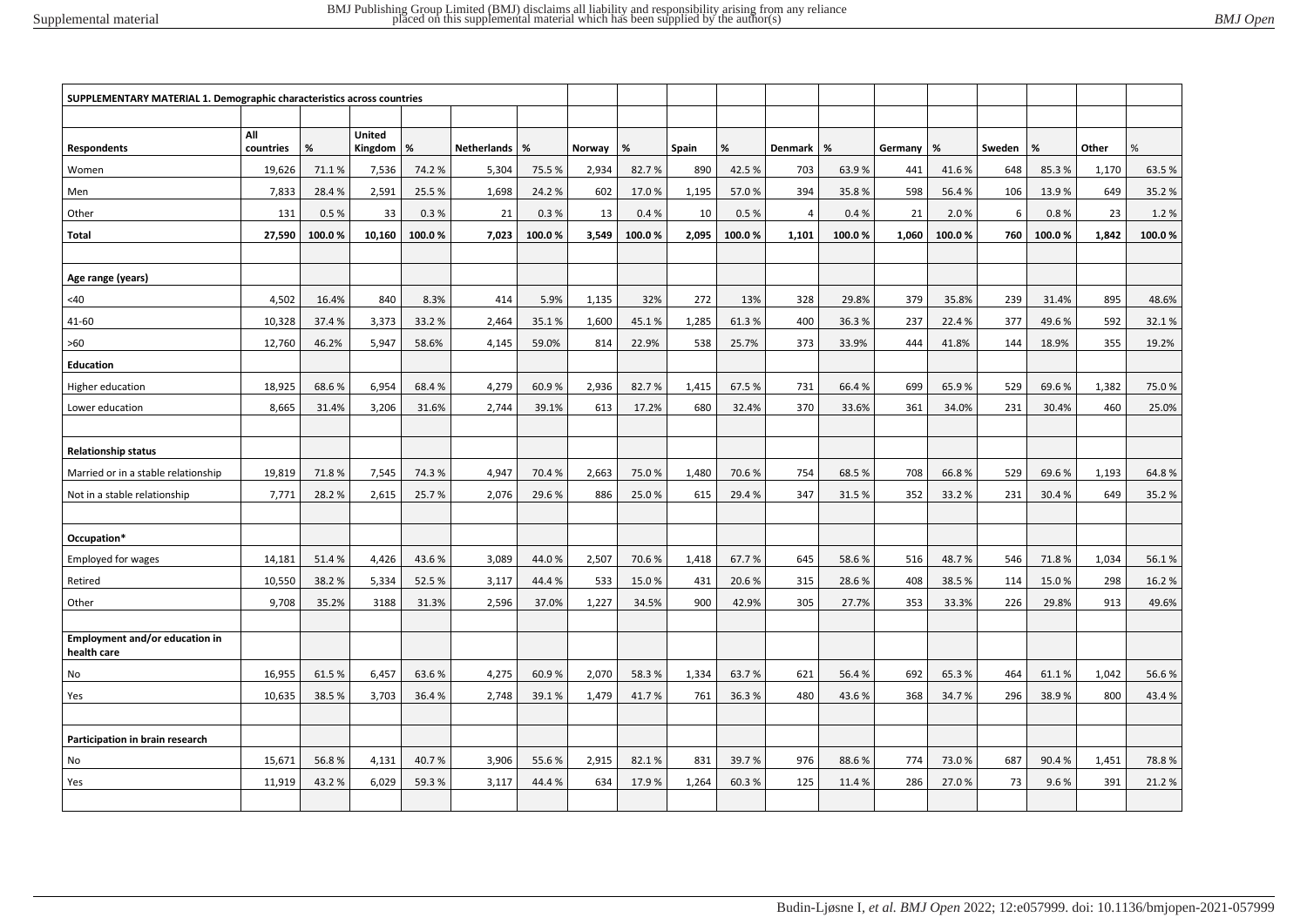| SUPPLEMENTARY MATERIAL 1. Demographic characteristics across countries | | | | | | | | | | | | | | | | | | |
|---|---|---|---|---|---|---|---|---|---|---|---|---|---|---|---|---|---|---|
| **Respondents** | **All countries** | **%** | **United Kingdom** | **%** | **Netherlands** | **%** | **Norway** | **%** | **Spain** | **%** | **Denmark** | **%** | **Germany** | **%** | **Sweden** | **%** | **Other** | % |
| Women | 19,626 | 71.1 % | 7,536 | 74.2 % | 5,304 | 75.5 % | 2,934 | 82.7 % | 890 | 42.5 % | 703 | 63.9 % | 441 | 41.6 % | 648 | 85.3 % | 1,170 | 63.5 % |
| Men | 7,833 | 28.4 % | 2,591 | 25.5 % | 1,698 | 24.2 % | 602 | 17.0 % | 1,195 | 57.0 % | 394 | 35.8 % | 598 | 56.4 % | 106 | 13.9 % | 649 | 35.2 % |
| Other | 131 | 0.5 % | 33 | 0.3 % | 21 | 0.3 % | 13 | 0.4 % | 10 | 0.5 % | 4 | 0.4 % | 21 | 2.0 % | 6 | 0.8 % | 23 | 1.2 % |
| **Total** | **27,590** | **100.0 %** | **10,160** | **100.0 %** | **7,023** | **100.0 %** | **3,549** | **100.0 %** | **2,095** | **100.0 %** | **1,101** | **100.0 %** | **1,060** | **100.0 %** | **760** | **100.0 %** | **1,842** | **100.0 %** |
| | | | | | | | | | | | | | | | | | | |
| **Age range (years)** | | | | | | | | | | | | | | | | | | |
| <40 | 4,502 | 16.4% | 840 | 8.3% | 414 | 5.9% | 1,135 | 32% | 272 | 13% | 328 | 29.8% | 379 | 35.8% | 239 | 31.4% | 895 | 48.6% |
| 41-60 | 10,328 | 37.4 % | 3,373 | 33.2 % | 2,464 | 35.1 % | 1,600 | 45.1 % | 1,285 | 61.3 % | 400 | 36.3 % | 237 | 22.4 % | 377 | 49.6 % | 592 | 32.1 % |
| >60 | 12,760 | 46.2% | 5,947 | 58.6% | 4,145 | 59.0% | 814 | 22.9% | 538 | 25.7% | 373 | 33.9% | 444 | 41.8% | 144 | 18.9% | 355 | 19.2% |
| **Education** | | | | | | | | | | | | | | | | | | |
| Higher education | 18,925 | 68.6 % | 6,954 | 68.4 % | 4,279 | 60.9 % | 2,936 | 82.7 % | 1,415 | 67.5 % | 731 | 66.4 % | 699 | 65.9 % | 529 | 69.6 % | 1,382 | 75.0 % |
| Lower education | 8,665 | 31.4% | 3,206 | 31.6% | 2,744 | 39.1% | 613 | 17.2% | 680 | 32.4% | 370 | 33.6% | 361 | 34.0% | 231 | 30.4% | 460 | 25.0% |
| | | | | | | | | | | | | | | | | | | |
| **Relationship status** | | | | | | | | | | | | | | | | | | |
| Married or in a stable relationship | 19,819 | 71.8 % | 7,545 | 74.3 % | 4,947 | 70.4 % | 2,663 | 75.0 % | 1,480 | 70.6 % | 754 | 68.5 % | 708 | 66.8 % | 529 | 69.6 % | 1,193 | 64.8 % |
| Not in a stable relationship | 7,771 | 28.2 % | 2,615 | 25.7 % | 2,076 | 29.6 % | 886 | 25.0 % | 615 | 29.4 % | 347 | 31.5 % | 352 | 33.2 % | 231 | 30.4 % | 649 | 35.2 % |
| | | | | | | | | | | | | | | | | | | |
| **Occupation*** | | | | | | | | | | | | | | | | | | |
| Employed for wages | 14,181 | 51.4 % | 4,426 | 43.6 % | 3,089 | 44.0 % | 2,507 | 70.6 % | 1,418 | 67.7 % | 645 | 58.6 % | 516 | 48.7 % | 546 | 71.8 % | 1,034 | 56.1 % |
| Retired | 10,550 | 38.2 % | 5,334 | 52.5 % | 3,117 | 44.4 % | 533 | 15.0 % | 431 | 20.6 % | 315 | 28.6 % | 408 | 38.5 % | 114 | 15.0 % | 298 | 16.2 % |
| Other | 9,708 | 35.2% | 3188 | 31.3% | 2,596 | 37.0% | 1,227 | 34.5% | 900 | 42.9% | 305 | 27.7% | 353 | 33.3% | 226 | 29.8% | 913 | 49.6% |
| | | | | | | | | | | | | | | | | | | |
| **Employment and/or education in health care** | | | | | | | | | | | | | | | | | | |
| No | 16,955 | 61.5 % | 6,457 | 63.6 % | 4,275 | 60.9 % | 2,070 | 58.3 % | 1,334 | 63.7 % | 621 | 56.4 % | 692 | 65.3 % | 464 | 61.1 % | 1,042 | 56.6 % |
| Yes | 10,635 | 38.5 % | 3,703 | 36.4 % | 2,748 | 39.1 % | 1,479 | 41.7 % | 761 | 36.3 % | 480 | 43.6 % | 368 | 34.7 % | 296 | 38.9 % | 800 | 43.4 % |
| | | | | | | | | | | | | | | | | | | |
| **Participation in brain research** | | | | | | | | | | | | | | | | | | |
| No | 15,671 | 56.8 % | 4,131 | 40.7 % | 3,906 | 55.6 % | 2,915 | 82.1 % | 831 | 39.7 % | 976 | 88.6 % | 774 | 73.0 % | 687 | 90.4 % | 1,451 | 78.8 % |
| Yes | 11,919 | 43.2 % | 6,029 | 59.3 % | 3,117 | 44.4 % | 634 | 17.9 % | 1,264 | 60.3 % | 125 | 11.4 % | 286 | 27.0 % | 73 | 9.6 % | 391 | 21.2 % |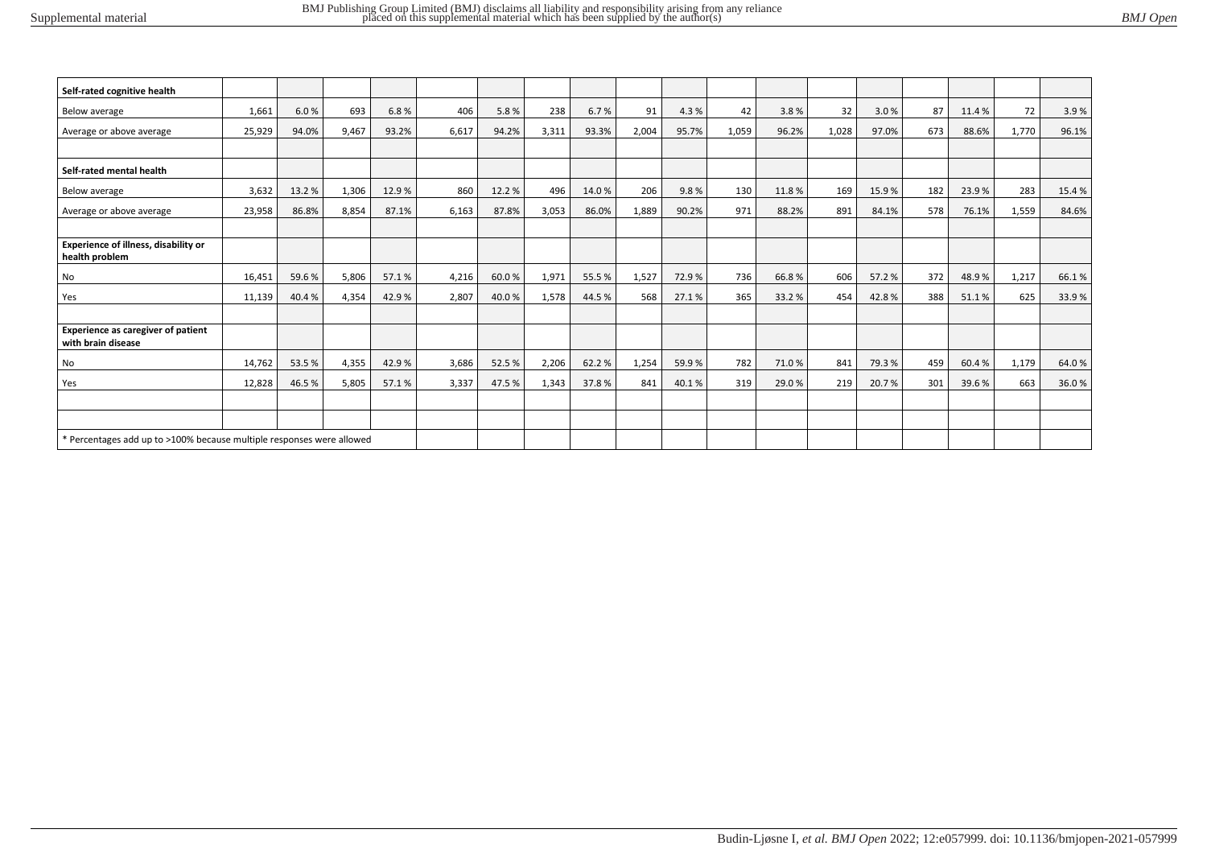| | | | | | | | | | | | | | | | | | | |
|---|---|---|---|---|---|---|---|---|---|---|---|---|---|---|---|---|---|---|
| **Self-rated cognitive health** | | | | | | | | | | | | | | | | | | |
| Below average | 1,661 | 6.0 % | 693 | 6.8 % | 406 | 5.8 % | 238 | 6.7 % | 91 | 4.3 % | 42 | 3.8 % | 32 | 3.0 % | 87 | 11.4 % | 72 | 3.9 % |
| Average or above average | 25,929 | 94.0% | 9,467 | 93.2% | 6,617 | 94.2% | 3,311 | 93.3% | 2,004 | 95.7% | 1,059 | 96.2% | 1,028 | 97.0% | 673 | 88.6% | 1,770 | 96.1% |
| | | | | | | | | | | | | | | | | | | |
| **Self-rated mental health** | | | | | | | | | | | | | | | | | | |
| Below average | 3,632 | 13.2 % | 1,306 | 12.9 % | 860 | 12.2 % | 496 | 14.0 % | 206 | 9.8 % | 130 | 11.8 % | 169 | 15.9 % | 182 | 23.9 % | 283 | 15.4 % |
| Average or above average | 23,958 | 86.8% | 8,854 | 87.1% | 6,163 | 87.8% | 3,053 | 86.0% | 1,889 | 90.2% | 971 | 88.2% | 891 | 84.1% | 578 | 76.1% | 1,559 | 84.6% |
| | | | | | | | | | | | | | | | | | | |
| **Experience of illness, disability or health problem** | | | | | | | | | | | | | | | | | | |
| No | 16,451 | 59.6 % | 5,806 | 57.1 % | 4,216 | 60.0 % | 1,971 | 55.5 % | 1,527 | 72.9 % | 736 | 66.8 % | 606 | 57.2 % | 372 | 48.9 % | 1,217 | 66.1 % |
| Yes | 11,139 | 40.4 % | 4,354 | 42.9 % | 2,807 | 40.0 % | 1,578 | 44.5 % | 568 | 27.1 % | 365 | 33.2 % | 454 | 42.8 % | 388 | 51.1 % | 625 | 33.9 % |
| | | | | | | | | | | | | | | | | | | |
| **Experience as caregiver of patient with brain disease** | | | | | | | | | | | | | | | | | | |
| No | 14,762 | 53.5 % | 4,355 | 42.9 % | 3,686 | 52.5 % | 2,206 | 62.2 % | 1,254 | 59.9 % | 782 | 71.0 % | 841 | 79.3 % | 459 | 60.4 % | 1,179 | 64.0 % |
| Yes | 12,828 | 46.5 % | 5,805 | 57.1 % | 3,337 | 47.5 % | 1,343 | 37.8 % | 841 | 40.1 % | 319 | 29.0 % | 219 | 20.7 % | 301 | 39.6 % | 663 | 36.0 % |
| | | | | | | | | | | | | | | | | | | |
| | | | | | | | | | | | | | | | | | | |
| * Percentages add up to >100% because multiple responses were allowed | | | | | | | | | | | | | | | | | | |